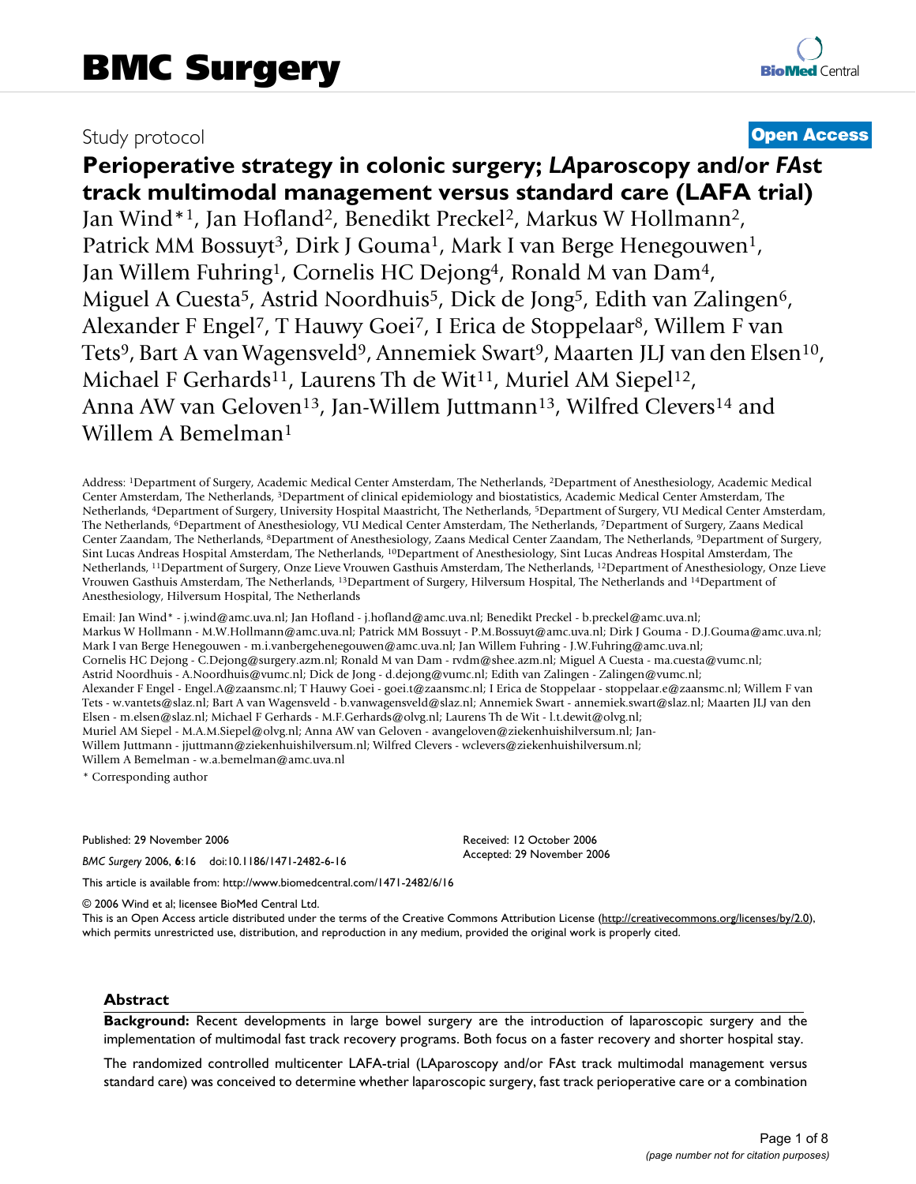Study protocol **Open Access**

# Perioperative strategy in colonic surgery; *LA*paroscopy and/or *FA*st track multimodal management versus standard care (LAFA trial)

Jan Wind*[1], Jan Hofland[2], Benedikt Preckel[2], Markus W Hollmann[2], Patrick MM Bossuyt[3], Dirk J Gouma[1], Mark I van Berge Henegouwen[1], Jan Willem Fuhring[1], Cornelis HC Dejong[4], Ronald M van Dam[4], Miguel A Cuesta[5], Astrid Noordhuis[5], Dick de Jong[5], Edith van Zalingen[6], Alexander F Engel[7], T Hauwy Goei[7], I Erica de Stoppelaar[8], Willem F van Tets[9], Bart A van Wagensveld[9], Annemiek Swart[9], Maarten JLJ van den Elsen[10], Michael F Gerhards[11], Laurens Th de Wit[11], Muriel AM Siepel[12], Anna AW van Geloven[13], Jan-Willem Juttmann[13], Wilfred Clevers[14] and Willem A Bemelman[1]

Address: [1]Department of Surgery, Academic Medical Center Amsterdam, The Netherlands, [2]Department of Anesthesiology, Academic Medical Center Amsterdam, The Netherlands, [3]Department of clinical epidemiology and biostatistics, Academic Medical Center Amsterdam, The Netherlands, [4]Department of Surgery, University Hospital Maastricht, The Netherlands, [5]Department of Surgery, VU Medical Center Amsterdam, The Netherlands, [6]Department of Anesthesiology, VU Medical Center Amsterdam, The Netherlands, [7]Department of Surgery, Zaans Medical Center Zaandam, The Netherlands, [8]Department of Anesthesiology, Zaans Medical Center Zaandam, The Netherlands, [9]Department of Surgery, Sint Lucas Andreas Hospital Amsterdam, The Netherlands, [10]Department of Anesthesiology, Sint Lucas Andreas Hospital Amsterdam, The Netherlands, [11]Department of Surgery, Onze Lieve Vrouwen Gasthuis Amsterdam, The Netherlands, [12]Department of Anesthesiology, Onze Lieve Vrouwen Gasthuis Amsterdam, The Netherlands, [13]Department of Surgery, Hilversum Hospital, The Netherlands and [14]Department of Anesthesiology, Hilversum Hospital, The Netherlands

Email: Jan Wind* - j.wind@amc.uva.nl; Jan Hofland - j.hofland@amc.uva.nl; Benedikt Preckel - b.preckel@amc.uva.nl; Markus W Hollmann - M.W.Hollmann@amc.uva.nl; Patrick MM Bossuyt - P.M.Bossuyt@amc.uva.nl; Dirk J Gouma - D.J.Gouma@amc.uva.nl; Mark I van Berge Henegouwen - m.i.vanbergehenegouwen@amc.uva.nl; Jan Willem Fuhring - J.W.Fuhring@amc.uva.nl; Cornelis HC Dejong - C.Dejong@surgery.azm.nl; Ronald M van Dam - rvdm@shee.azm.nl; Miguel A Cuesta - ma.cuesta@vumc.nl; Astrid Noordhuis - A.Noordhuis@vumc.nl; Dick de Jong - d.dejong@vumc.nl; Edith van Zalingen - Zalingen@vumc.nl; Alexander F Engel - Engel.A@zaansmc.nl; T Hauwy Goei - goei.t@zaansmc.nl; I Erica de Stoppelaar - stoppelaar.e@zaansmc.nl; Willem F van Tets - w.vantets@slaz.nl; Bart A van Wagensveld - b.vanwagensveld@slaz.nl; Annemiek Swart - annemiek.swart@slaz.nl; Maarten JLJ van den Elsen - m.elsen@slaz.nl; Michael F Gerhards - M.F.Gerhards@olvg.nl; Laurens Th de Wit - l.t.dewit@olvg.nl; Muriel AM Siepel - M.A.M.Siepel@olvg.nl; Anna AW van Geloven - avangeloven@ziekenhuishilversum.nl; Jan-Willem Juttmann - jjuttmann@ziekenhuishilversum.nl; Wilfred Clevers - wclevers@ziekenhuishilversum.nl; Willem A Bemelman - w.a.bemelman@amc.uva.nl

\* Corresponding author

Published: 29 November 2006

*BMC Surgery* 2006, **6**:16 doi:10.1186/1471-2482-6-16

Received: 12 October 2006
Accepted: 29 November 2006

This article is available from: http://www.biomedcentral.com/1471-2482/6/16

© 2006 Wind et al; licensee BioMed Central Ltd.
This is an Open Access article distributed under the terms of the Creative Commons Attribution License (http://creativecommons.org/licenses/by/2.0), which permits unrestricted use, distribution, and reproduction in any medium, provided the original work is properly cited.

## Abstract

**Background:** Recent developments in large bowel surgery are the introduction of laparoscopic surgery and the implementation of multimodal fast track recovery programs. Both focus on a faster recovery and shorter hospital stay.

The randomized controlled multicenter LAFA-trial (LAparoscopy and/or FAst track multimodal management versus standard care) was conceived to determine whether laparoscopic surgery, fast track perioperative care or a combination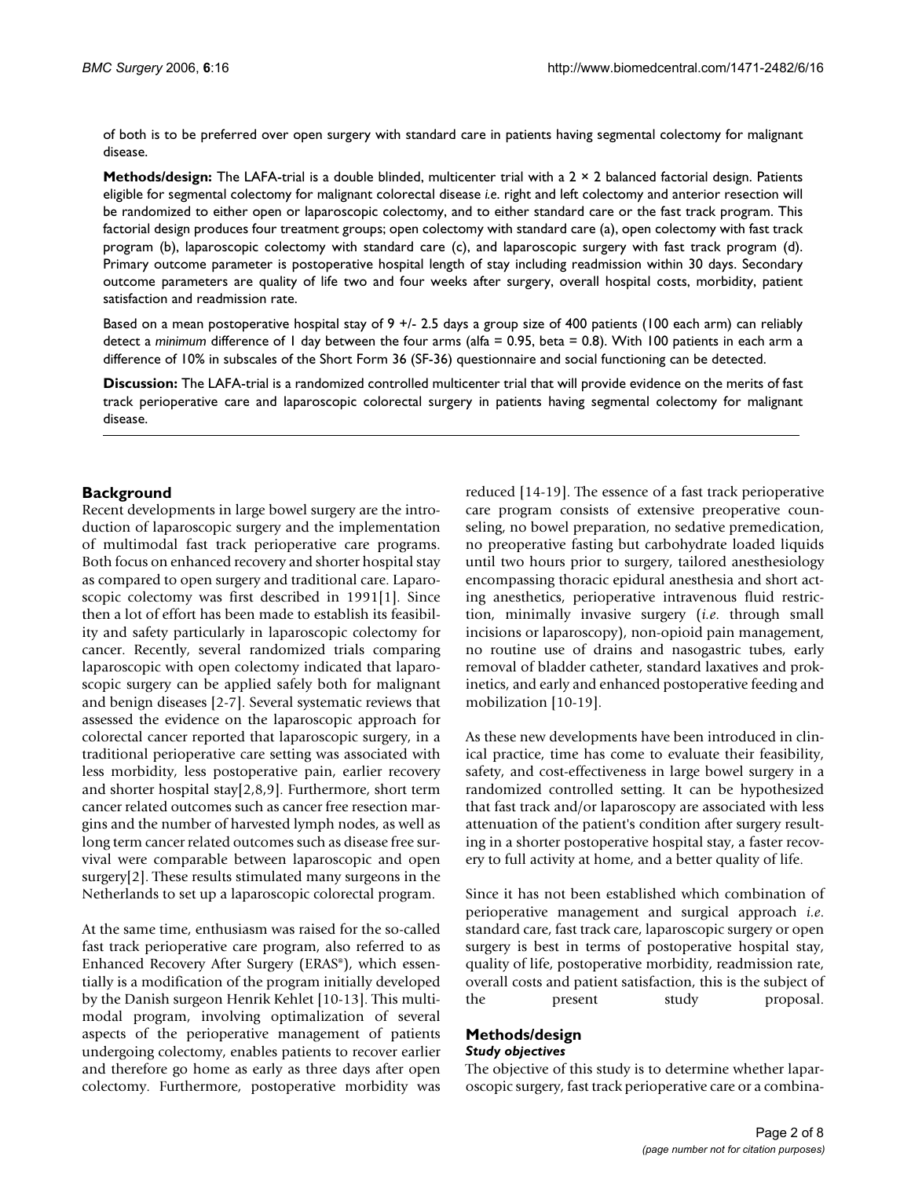of both is to be preferred over open surgery with standard care in patients having segmental colectomy for malignant disease.

**Methods/design:** The LAFA-trial is a double blinded, multicenter trial with a 2 × 2 balanced factorial design. Patients eligible for segmental colectomy for malignant colorectal disease *i.e.* right and left colectomy and anterior resection will be randomized to either open or laparoscopic colectomy, and to either standard care or the fast track program. This factorial design produces four treatment groups; open colectomy with standard care (a), open colectomy with fast track program (b), laparoscopic colectomy with standard care (c), and laparoscopic surgery with fast track program (d). Primary outcome parameter is postoperative hospital length of stay including readmission within 30 days. Secondary outcome parameters are quality of life two and four weeks after surgery, overall hospital costs, morbidity, patient satisfaction and readmission rate.

Based on a mean postoperative hospital stay of 9 +/- 2.5 days a group size of 400 patients (100 each arm) can reliably detect a *minimum* difference of 1 day between the four arms (alfa = 0.95, beta = 0.8). With 100 patients in each arm a difference of 10% in subscales of the Short Form 36 (SF-36) questionnaire and social functioning can be detected.

**Discussion:** The LAFA-trial is a randomized controlled multicenter trial that will provide evidence on the merits of fast track perioperative care and laparoscopic colorectal surgery in patients having segmental colectomy for malignant disease.

## Background

Recent developments in large bowel surgery are the introduction of laparoscopic surgery and the implementation of multimodal fast track perioperative care programs. Both focus on enhanced recovery and shorter hospital stay as compared to open surgery and traditional care. Laparoscopic colectomy was first described in 1991[1]. Since then a lot of effort has been made to establish its feasibility and safety particularly in laparoscopic colectomy for cancer. Recently, several randomized trials comparing laparoscopic with open colectomy indicated that laparoscopic surgery can be applied safely both for malignant and benign diseases [2-7]. Several systematic reviews that assessed the evidence on the laparoscopic approach for colorectal cancer reported that laparoscopic surgery, in a traditional perioperative care setting was associated with less morbidity, less postoperative pain, earlier recovery and shorter hospital stay[2,8,9]. Furthermore, short term cancer related outcomes such as cancer free resection margins and the number of harvested lymph nodes, as well as long term cancer related outcomes such as disease free survival were comparable between laparoscopic and open surgery[2]. These results stimulated many surgeons in the Netherlands to set up a laparoscopic colorectal program.

At the same time, enthusiasm was raised for the so-called fast track perioperative care program, also referred to as Enhanced Recovery After Surgery (ERAS®), which essentially is a modification of the program initially developed by the Danish surgeon Henrik Kehlet [10-13]. This multimodal program, involving optimalization of several aspects of the perioperative management of patients undergoing colectomy, enables patients to recover earlier and therefore go home as early as three days after open colectomy. Furthermore, postoperative morbidity was reduced [14-19]. The essence of a fast track perioperative care program consists of extensive preoperative counseling, no bowel preparation, no sedative premedication, no preoperative fasting but carbohydrate loaded liquids until two hours prior to surgery, tailored anesthesiology encompassing thoracic epidural anesthesia and short acting anesthetics, perioperative intravenous fluid restriction, minimally invasive surgery (*i.e.* through small incisions or laparoscopy), non-opioid pain management, no routine use of drains and nasogastric tubes, early removal of bladder catheter, standard laxatives and prokinetics, and early and enhanced postoperative feeding and mobilization [10-19].

As these new developments have been introduced in clinical practice, time has come to evaluate their feasibility, safety, and cost-effectiveness in large bowel surgery in a randomized controlled setting. It can be hypothesized that fast track and/or laparoscopy are associated with less attenuation of the patient's condition after surgery resulting in a shorter postoperative hospital stay, a faster recovery to full activity at home, and a better quality of life.

Since it has not been established which combination of perioperative management and surgical approach *i.e.* standard care, fast track care, laparoscopic surgery or open surgery is best in terms of postoperative hospital stay, quality of life, postoperative morbidity, readmission rate, overall costs and patient satisfaction, this is the subject of the present study proposal.

## Methods/design

### *Study objectives*

The objective of this study is to determine whether laparoscopic surgery, fast track perioperative care or a combina-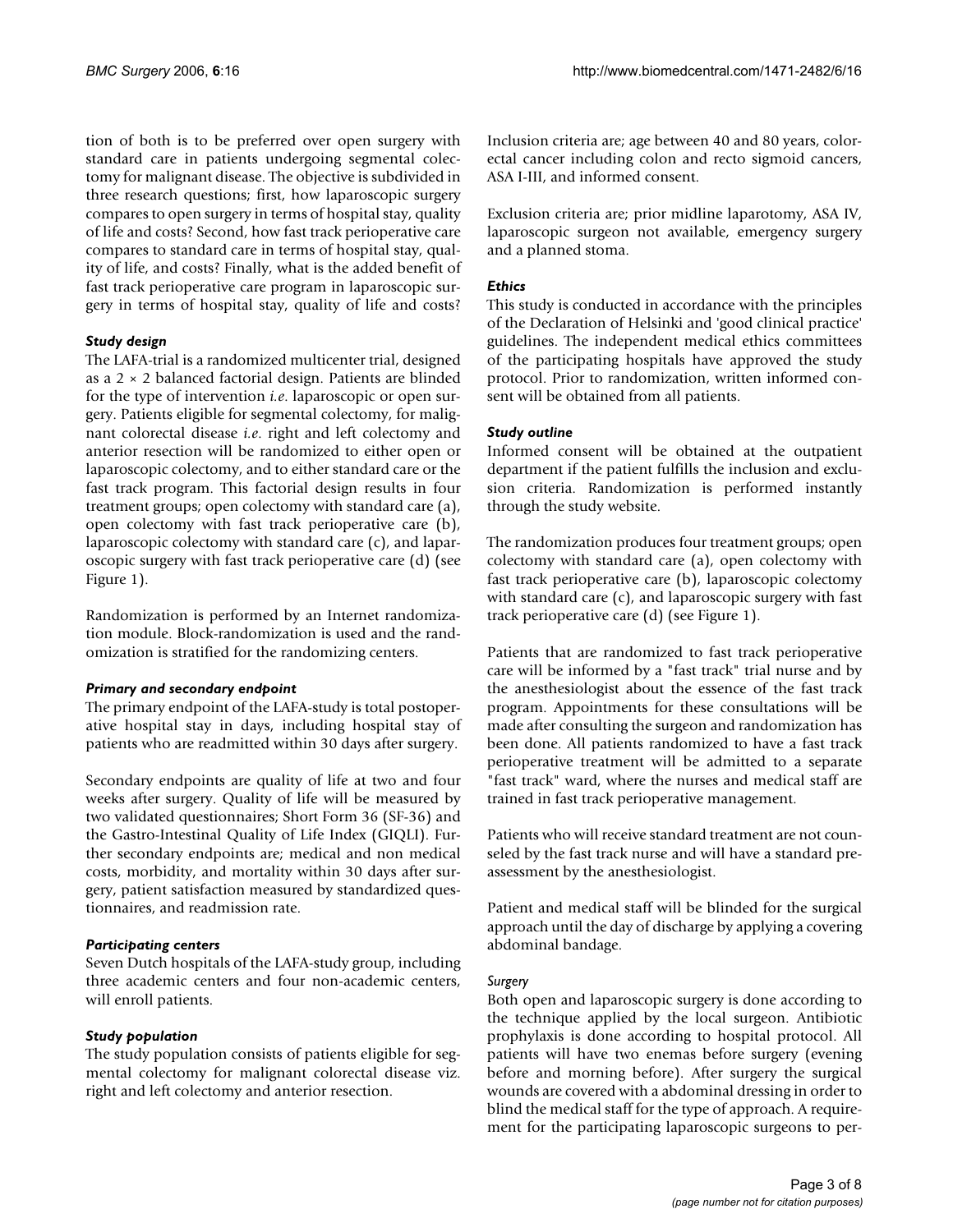tion of both is to be preferred over open surgery with standard care in patients undergoing segmental colectomy for malignant disease. The objective is subdivided in three research questions; first, how laparoscopic surgery compares to open surgery in terms of hospital stay, quality of life and costs? Second, how fast track perioperative care compares to standard care in terms of hospital stay, quality of life, and costs? Finally, what is the added benefit of fast track perioperative care program in laparoscopic surgery in terms of hospital stay, quality of life and costs?

### *Study design*

The LAFA-trial is a randomized multicenter trial, designed as a 2 × 2 balanced factorial design. Patients are blinded for the type of intervention *i.e.* laparoscopic or open surgery. Patients eligible for segmental colectomy, for malignant colorectal disease *i.e.* right and left colectomy and anterior resection will be randomized to either open or laparoscopic colectomy, and to either standard care or the fast track program. This factorial design results in four treatment groups; open colectomy with standard care (a), open colectomy with fast track perioperative care (b), laparoscopic colectomy with standard care (c), and laparoscopic surgery with fast track perioperative care (d) (see Figure 1).

Randomization is performed by an Internet randomization module. Block-randomization is used and the randomization is stratified for the randomizing centers.

### *Primary and secondary endpoint*

The primary endpoint of the LAFA-study is total postoperative hospital stay in days, including hospital stay of patients who are readmitted within 30 days after surgery.

Secondary endpoints are quality of life at two and four weeks after surgery. Quality of life will be measured by two validated questionnaires; Short Form 36 (SF-36) and the Gastro-Intestinal Quality of Life Index (GIQLI). Further secondary endpoints are; medical and non medical costs, morbidity, and mortality within 30 days after surgery, patient satisfaction measured by standardized questionnaires, and readmission rate.

### *Participating centers*

Seven Dutch hospitals of the LAFA-study group, including three academic centers and four non-academic centers, will enroll patients.

### *Study population*

The study population consists of patients eligible for segmental colectomy for malignant colorectal disease viz. right and left colectomy and anterior resection.

Inclusion criteria are; age between 40 and 80 years, colorectal cancer including colon and recto sigmoid cancers, ASA I-III, and informed consent.

Exclusion criteria are; prior midline laparotomy, ASA IV, laparoscopic surgeon not available, emergency surgery and a planned stoma.

### *Ethics*

This study is conducted in accordance with the principles of the Declaration of Helsinki and 'good clinical practice' guidelines. The independent medical ethics committees of the participating hospitals have approved the study protocol. Prior to randomization, written informed consent will be obtained from all patients.

### *Study outline*

Informed consent will be obtained at the outpatient department if the patient fulfills the inclusion and exclusion criteria. Randomization is performed instantly through the study website.

The randomization produces four treatment groups; open colectomy with standard care (a), open colectomy with fast track perioperative care (b), laparoscopic colectomy with standard care (c), and laparoscopic surgery with fast track perioperative care (d) (see Figure 1).

Patients that are randomized to fast track perioperative care will be informed by a "fast track" trial nurse and by the anesthesiologist about the essence of the fast track program. Appointments for these consultations will be made after consulting the surgeon and randomization has been done. All patients randomized to have a fast track perioperative treatment will be admitted to a separate "fast track" ward, where the nurses and medical staff are trained in fast track perioperative management.

Patients who will receive standard treatment are not counseled by the fast track nurse and will have a standard preassessment by the anesthesiologist.

Patient and medical staff will be blinded for the surgical approach until the day of discharge by applying a covering abdominal bandage.

#### *Surgery*

Both open and laparoscopic surgery is done according to the technique applied by the local surgeon. Antibiotic prophylaxis is done according to hospital protocol. All patients will have two enemas before surgery (evening before and morning before). After surgery the surgical wounds are covered with a abdominal dressing in order to blind the medical staff for the type of approach. A requirement for the participating laparoscopic surgeons to per-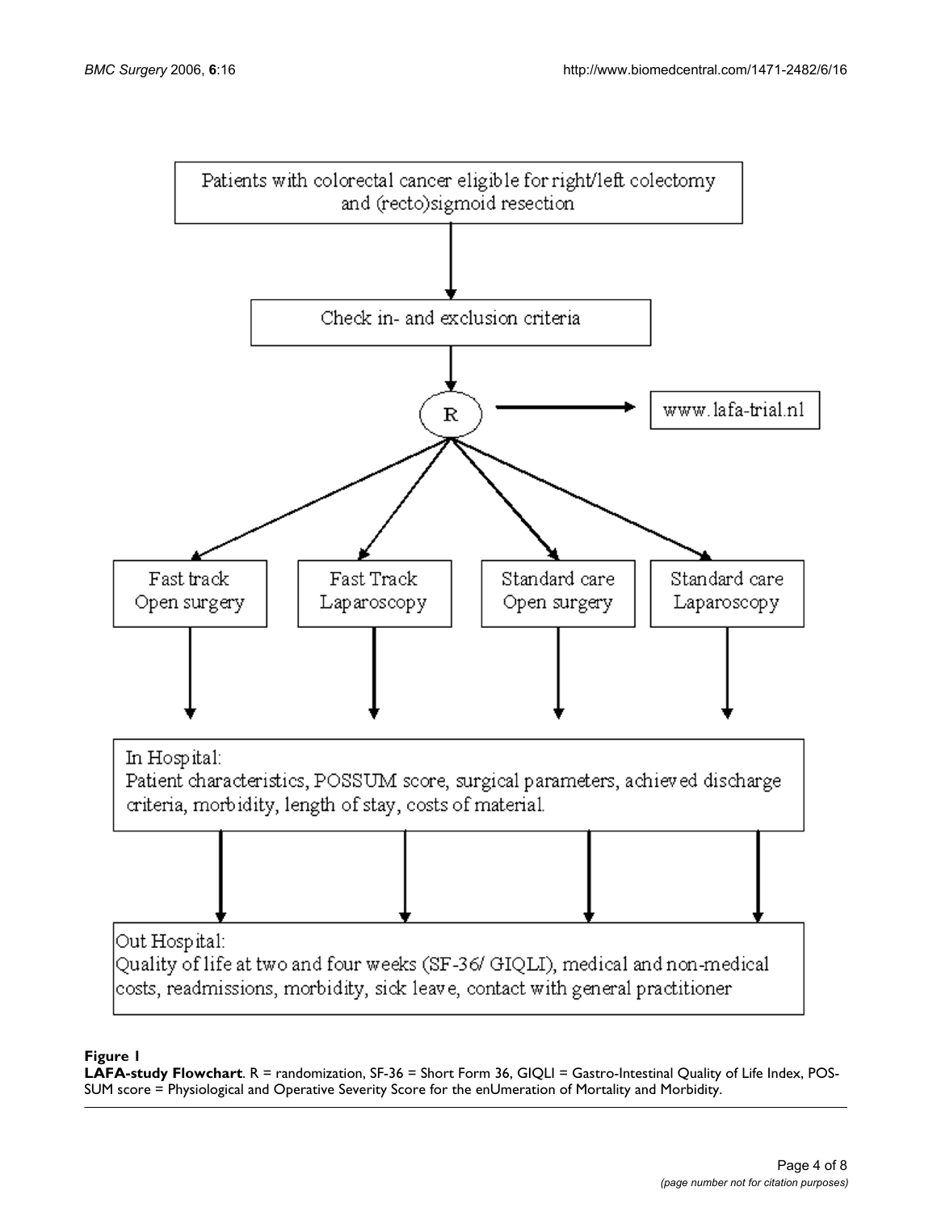Patients with colorectal cancer eligible for right/left colectomy and (recto)sigmoid resection

↓

Check in- and exclusion criteria

↓

R → www.lafa-trial.nl

| Fast track Open surgery | Fast Track Laparoscopy | Standard care Open surgery | Standard care Laparoscopy |
| --- | --- | --- | --- |

↓

In Hospital:
Patient characteristics, POSSUM score, surgical parameters, achieved discharge criteria, morbidity, length of stay, costs of material.

↓

Out Hospital:
Quality of life at two and four weeks (SF-36/ GIQLI), medical and non-medical costs, readmissions, morbidity, sick leave, contact with general practitioner

**Figure 1**
**LAFA-study Flowchart**. R = randomization, SF-36 = Short Form 36, GIQLI = Gastro-Intestinal Quality of Life Index, POSSUM score = Physiological and Operative Severity Score for the enUmeration of Mortality and Morbidity.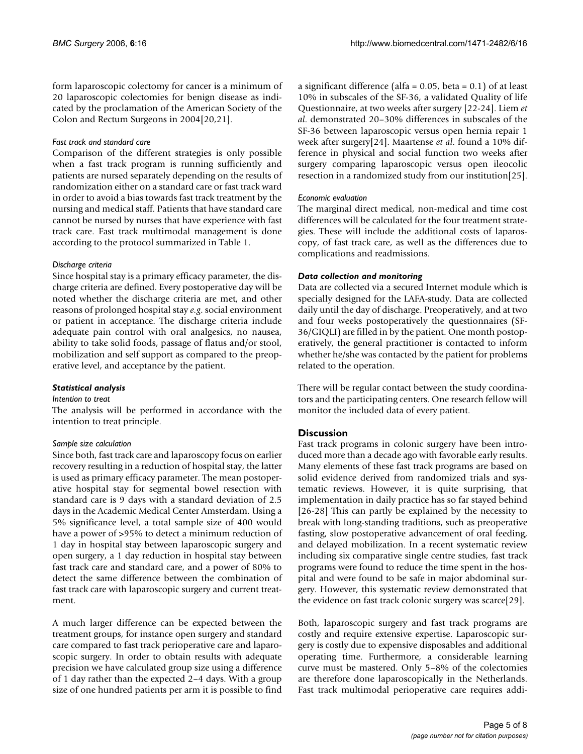form laparoscopic colectomy for cancer is a minimum of 20 laparoscopic colectomies for benign disease as indicated by the proclamation of the American Society of the Colon and Rectum Surgeons in 2004[20,21].

#### *Fast track and standard care*

Comparison of the different strategies is only possible when a fast track program is running sufficiently and patients are nursed separately depending on the results of randomization either on a standard care or fast track ward in order to avoid a bias towards fast track treatment by the nursing and medical staff. Patients that have standard care cannot be nursed by nurses that have experience with fast track care. Fast track multimodal management is done according to the protocol summarized in Table 1.

#### *Discharge criteria*

Since hospital stay is a primary efficacy parameter, the discharge criteria are defined. Every postoperative day will be noted whether the discharge criteria are met, and other reasons of prolonged hospital stay *e.g.* social environment or patient in acceptance. The discharge criteria include adequate pain control with oral analgesics, no nausea, ability to take solid foods, passage of flatus and/or stool, mobilization and self support as compared to the preoperative level, and acceptance by the patient.

### *Statistical analysis*

#### *Intention to treat*

The analysis will be performed in accordance with the intention to treat principle.

#### *Sample size calculation*

Since both, fast track care and laparoscopy focus on earlier recovery resulting in a reduction of hospital stay, the latter is used as primary efficacy parameter. The mean postoperative hospital stay for segmental bowel resection with standard care is 9 days with a standard deviation of 2.5 days in the Academic Medical Center Amsterdam. Using a 5% significance level, a total sample size of 400 would have a power of >95% to detect a minimum reduction of 1 day in hospital stay between laparoscopic surgery and open surgery, a 1 day reduction in hospital stay between fast track care and standard care, and a power of 80% to detect the same difference between the combination of fast track care with laparoscopic surgery and current treatment.

A much larger difference can be expected between the treatment groups, for instance open surgery and standard care compared to fast track perioperative care and laparoscopic surgery. In order to obtain results with adequate precision we have calculated group size using a difference of 1 day rather than the expected 2–4 days. With a group size of one hundred patients per arm it is possible to find a significant difference (alfa = 0.05, beta = 0.1) of at least 10% in subscales of the SF-36, a validated Quality of life Questionnaire, at two weeks after surgery [22-24]. Liem *et al*. demonstrated 20–30% differences in subscales of the SF-36 between laparoscopic versus open hernia repair 1 week after surgery[24]. Maartense *et al*. found a 10% difference in physical and social function two weeks after surgery comparing laparoscopic versus open ileocolic resection in a randomized study from our institution[25].

#### *Economic evaluation*

The marginal direct medical, non-medical and time cost differences will be calculated for the four treatment strategies. These will include the additional costs of laparoscopy, of fast track care, as well as the differences due to complications and readmissions.

### *Data collection and monitoring*

Data are collected via a secured Internet module which is specially designed for the LAFA-study. Data are collected daily until the day of discharge. Preoperatively, and at two and four weeks postoperatively the questionnaires (SF-36/GIQLI) are filled in by the patient. One month postoperatively, the general practitioner is contacted to inform whether he/she was contacted by the patient for problems related to the operation.

There will be regular contact between the study coordinators and the participating centers. One research fellow will monitor the included data of every patient.

## Discussion

Fast track programs in colonic surgery have been introduced more than a decade ago with favorable early results. Many elements of these fast track programs are based on solid evidence derived from randomized trials and systematic reviews. However, it is quite surprising, that implementation in daily practice has so far stayed behind [26-28] This can partly be explained by the necessity to break with long-standing traditions, such as preoperative fasting, slow postoperative advancement of oral feeding, and delayed mobilization. In a recent systematic review including six comparative single centre studies, fast track programs were found to reduce the time spent in the hospital and were found to be safe in major abdominal surgery. However, this systematic review demonstrated that the evidence on fast track colonic surgery was scarce[29].

Both, laparoscopic surgery and fast track programs are costly and require extensive expertise. Laparoscopic surgery is costly due to expensive disposables and additional operating time. Furthermore, a considerable learning curve must be mastered. Only 5–8% of the colectomies are therefore done laparoscopically in the Netherlands. Fast track multimodal perioperative care requires addi-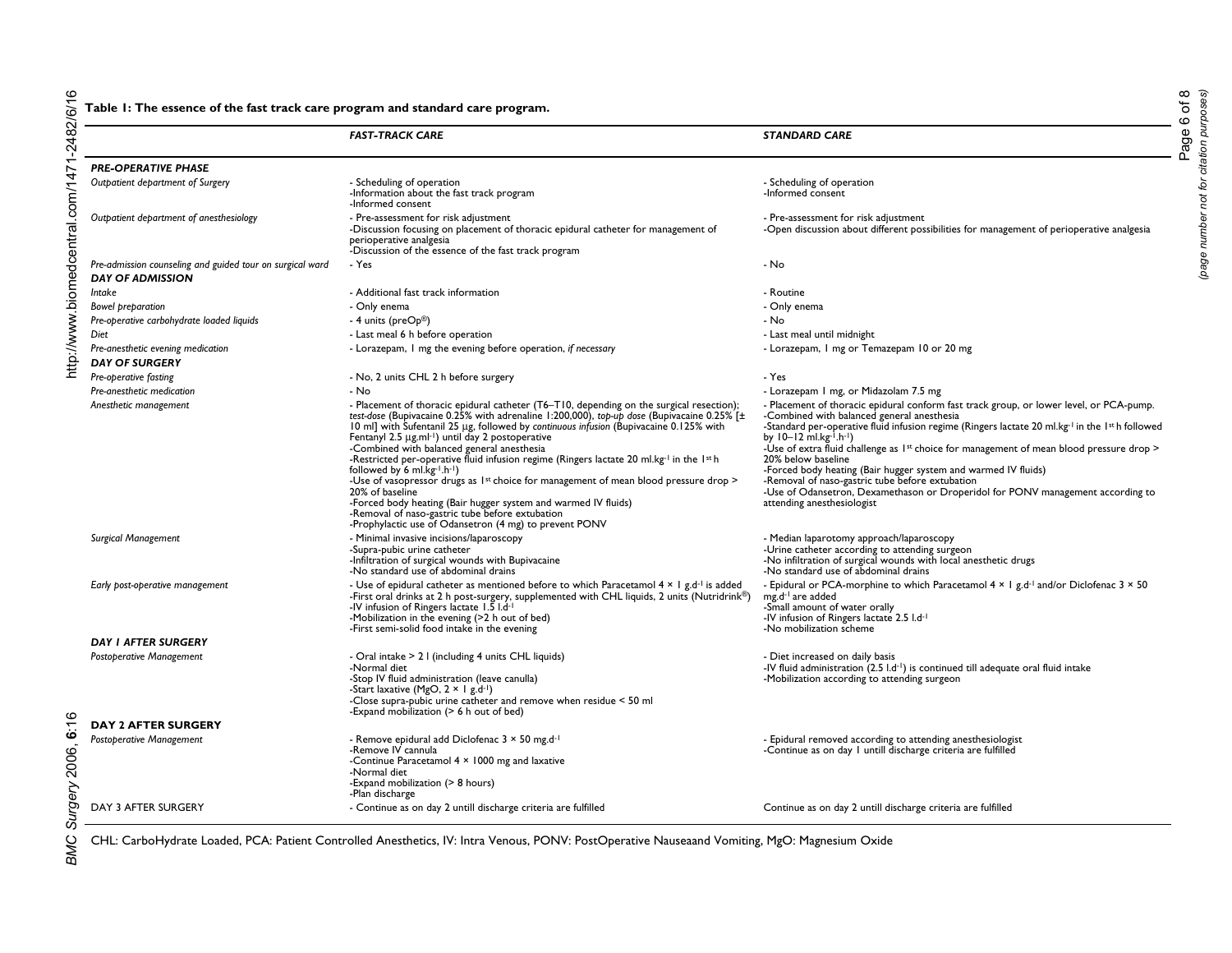**Table 1: The essence of the fast track care program and standard care program.**

| | *FAST-TRACK CARE* | *STANDARD CARE* |
|---|---|---|
| ***PRE-OPERATIVE PHASE*** | | |
| *Outpatient department of Surgery* | - Scheduling of operation<br>-Information about the fast track program<br>-Informed consent | - Scheduling of operation<br>-Informed consent |
| *Outpatient department of anesthesiology* | - Pre-assessment for risk adjustment<br>-Discussion focusing on placement of thoracic epidural catheter for management of perioperative analgesia<br>-Discussion of the essence of the fast track program | - Pre-assessment for risk adjustment<br>-Open discussion about different possibilities for management of perioperative analgesia |
| *Pre-admission counseling and guided tour on surgical ward* | - Yes | - No |
| ***DAY OF ADMISSION*** | | |
| *Intake* | - Additional fast track information | - Routine |
| *Bowel preparation* | - Only enema | - Only enema |
| *Pre-operative carbohydrate loaded liquids* | - 4 units (preOp®) | - No |
| *Diet* | - Last meal 6 h before operation | - Last meal until midnight |
| *Pre-anesthetic evening medication* | - Lorazepam, 1 mg the evening before operation, *if necessary* | - Lorazepam, 1 mg or Temazepam 10 or 20 mg |
| ***DAY OF SURGERY*** | | |
| *Pre-operative fasting* | - No, 2 units CHL 2 h before surgery | - Yes |
| *Pre-anesthetic medication* | - No | - Lorazepam 1 mg, or Midazolam 7.5 mg |
| *Anesthetic management* | - Placement of thoracic epidural catheter (T6–T10, depending on the surgical resection); *test-dose* (Bupivacaine 0.25% with adrenaline 1:200,000), *top-up dose* (Bupivacaine 0.25% [± 10 ml] with Sufentanil 25 μg, followed by *continuous infusion* (Bupivacaine 0.125% with Fentanyl 2.5 μg.ml$^{-1}$) until day 2 postoperative<br>-Combined with balanced general anesthesia<br>-Restricted per-operative fluid infusion regime (Ringers lactate 20 ml.kg$^{-1}$ in the 1[st] h followed by 6 ml.kg$^{-1}$.h$^{-1}$)<br>-Use of vasopressor drugs as 1[st] choice for management of mean blood pressure drop > 20% of baseline<br>-Forced body heating (Bair hugger system and warmed IV fluids)<br>-Removal of naso-gastric tube before extubation<br>-Prophylactic use of Odansetron (4 mg) to prevent PONV | - Placement of thoracic epidural catheter conform fast track group, or lower level, or PCA-pump.<br>-Combined with balanced general anesthesia<br>-Standard per-operative fluid infusion regime (Ringers lactate 20 ml.kg$^{-1}$ in the 1[st] h followed by 10–12 ml.kg$^{-1}$.h$^{-1}$)<br>-Use of extra fluid challenge as 1[st] choice for management of mean blood pressure drop > 20% below baseline<br>-Forced body heating (Bair hugger system and warmed IV fluids)<br>-Removal of naso-gastric tube before extubation<br>-Use of Odansetron, Dexamethason or Droperidol for PONV management according to attending anesthesiologist |
| *Surgical Management* | - Minimal invasive incisions/laparoscopy<br>-Supra-pubic urine catheter<br>-Infiltration of surgical wounds with Bupivacaine<br>-No standard use of abdominal drains | - Median laparotomy approach/laparoscopy<br>-Urine catheter according to attending surgeon<br>-No infiltration of surgical wounds with local anesthetic drugs<br>-No standard use of abdominal drains |
| *Early post-operative management* | - Use of epidural catheter as mentioned before to which Paracetamol 4 × 1 g.d$^{-1}$ is added<br>-First oral drinks at 2 h post-surgery, supplemented with CHL liquids, 2 units (Nutridrink®)<br>-IV infusion of Ringers lactate 1.5 l.d$^{-1}$<br>-Mobilization in the evening (>2 h out of bed)<br>-First semi-solid food intake in the evening | - Epidural or PCA-morphine to which Paracetamol 4 × 1 g.d$^{-1}$ and/or Diclofenac 3 × 50 mg.d$^{-1}$ are added<br>-Small amount of water orally<br>-IV infusion of Ringers lactate 2.5 l.d$^{-1}$<br>-No mobilization scheme |
| ***DAY 1 AFTER SURGERY*** | | |
| *Postoperative Management* | - Oral intake > 2 l (including 4 units CHL liquids)<br>-Normal diet<br>-Stop IV fluid administration (leave canulla)<br>-Start laxative (MgO, 2 × 1 g.d$^{-1}$)<br>-Close supra-pubic urine catheter and remove when residue < 50 ml<br>-Expand mobilization (> 6 h out of bed) | - Diet increased on daily basis<br>-IV fluid administration (2.5 l.d$^{-1}$) is continued till adequate oral fluid intake<br>-Mobilization according to attending surgeon |
| **DAY 2 AFTER SURGERY** | | |
| *Postoperative Management* | - Remove epidural add Diclofenac 3 × 50 mg.d$^{-1}$<br>-Remove IV cannula<br>-Continue Paracetamol 4 × 1000 mg and laxative<br>-Normal diet<br>-Expand mobilization (> 8 hours)<br>-Plan discharge | - Epidural removed according to attending anesthesiologist<br>-Continue as on day 1 untill discharge criteria are fulfilled |
| DAY 3 AFTER SURGERY | - Continue as on day 2 untill discharge criteria are fulfilled | Continue as on day 2 untill discharge criteria are fulfilled |

CHL: CarboHydrate Loaded, PCA: Patient Controlled Anesthetics, IV: Intra Venous, PONV: PostOperative Nauseaand Vomiting, MgO: Magnesium Oxide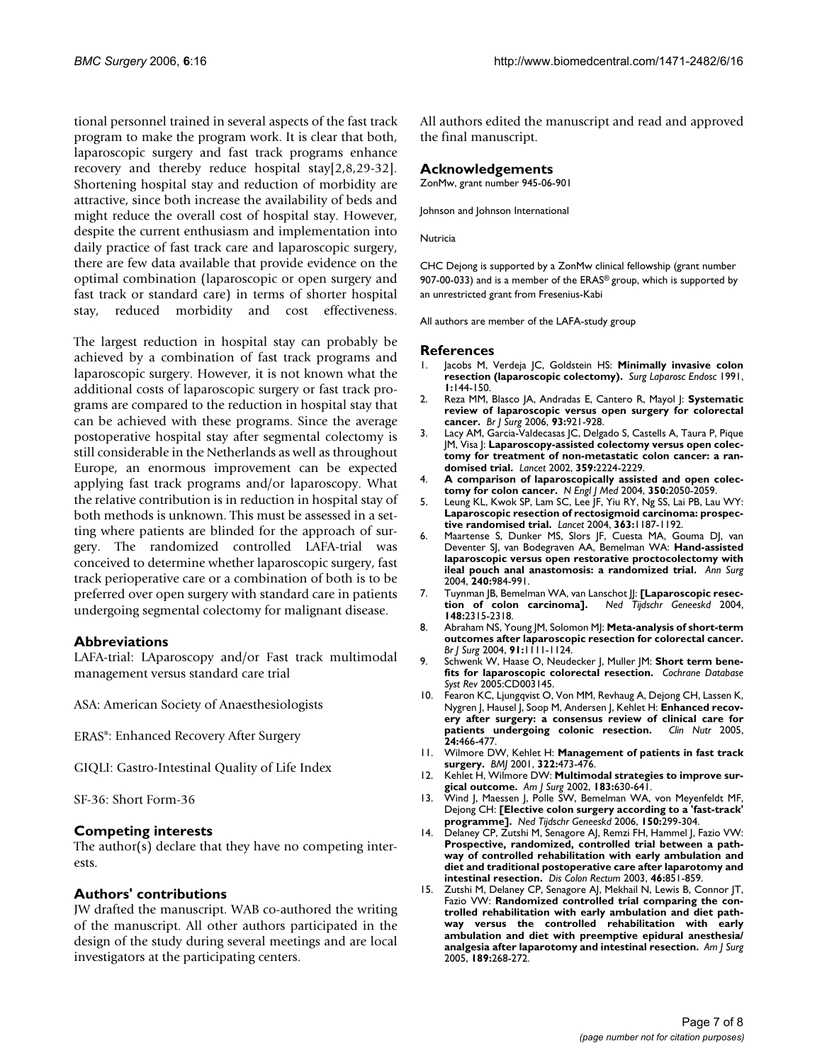tional personnel trained in several aspects of the fast track program to make the program work. It is clear that both, laparoscopic surgery and fast track programs enhance recovery and thereby reduce hospital stay[2,8,29-32]. Shortening hospital stay and reduction of morbidity are attractive, since both increase the availability of beds and might reduce the overall cost of hospital stay. However, despite the current enthusiasm and implementation into daily practice of fast track care and laparoscopic surgery, there are few data available that provide evidence on the optimal combination (laparoscopic or open surgery and fast track or standard care) in terms of shorter hospital stay, reduced morbidity and cost effectiveness.

The largest reduction in hospital stay can probably be achieved by a combination of fast track programs and laparoscopic surgery. However, it is not known what the additional costs of laparoscopic surgery or fast track programs are compared to the reduction in hospital stay that can be achieved with these programs. Since the average postoperative hospital stay after segmental colectomy is still considerable in the Netherlands as well as throughout Europe, an enormous improvement can be expected applying fast track programs and/or laparoscopy. What the relative contribution is in reduction in hospital stay of both methods is unknown. This must be assessed in a setting where patients are blinded for the approach of surgery. The randomized controlled LAFA-trial was conceived to determine whether laparoscopic surgery, fast track perioperative care or a combination of both is to be preferred over open surgery with standard care in patients undergoing segmental colectomy for malignant disease.

## Abbreviations

LAFA-trial: LAparoscopy and/or Fast track multimodal management versus standard care trial

ASA: American Society of Anaesthesiologists

ERAS®: Enhanced Recovery After Surgery

GIQLI: Gastro-Intestinal Quality of Life Index

SF-36: Short Form-36

## Competing interests

The author(s) declare that they have no competing interests.

## Authors' contributions

JW drafted the manuscript. WAB co-authored the writing of the manuscript. All other authors participated in the design of the study during several meetings and are local investigators at the participating centers.

All authors edited the manuscript and read and approved the final manuscript.

## Acknowledgements

ZonMw, grant number 945-06-901

Johnson and Johnson International

Nutricia

CHC Dejong is supported by a ZonMw clinical fellowship (grant number 907-00-033) and is a member of the ERAS® group, which is supported by an unrestricted grant from Fresenius-Kabi

All authors are member of the LAFA-study group

## References

1. Jacobs M, Verdeja JC, Goldstein HS: **Minimally invasive colon resection (laparoscopic colectomy).** *Surg Laparosc Endosc* 1991, **1:**144-150.
2. Reza MM, Blasco JA, Andradas E, Cantero R, Mayol J: **Systematic review of laparoscopic versus open surgery for colorectal cancer.** *Br J Surg* 2006, **93:**921-928.
3. Lacy AM, Garcia-Valdecasas JC, Delgado S, Castells A, Taura P, Pique JM, Visa J: **Laparoscopy-assisted colectomy versus open colectomy for treatment of non-metastatic colon cancer: a randomised trial.** *Lancet* 2002, **359:**2224-2229.
4. **A comparison of laparoscopically assisted and open colectomy for colon cancer.** *N Engl J Med* 2004, **350:**2050-2059.
5. Leung KL, Kwok SP, Lam SC, Lee JF, Yiu RY, Ng SS, Lai PB, Lau WY: **Laparoscopic resection of rectosigmoid carcinoma: prospective randomised trial.** *Lancet* 2004, **363:**1187-1192.
6. Maartense S, Dunker MS, Slors JF, Cuesta MA, Gouma DJ, van Deventer SJ, van Bodegraven AA, Bemelman WA: **Hand-assisted laparoscopic versus open restorative proctocolectomy with ileal pouch anal anastomosis: a randomized trial.** *Ann Surg* 2004, **240:**984-991.
7. Tuynman JB, Bemelman WA, van Lanschot JJ: **[Laparoscopic resection of colon carcinoma].** *Ned Tijdschr Geneeskd* 2004, **148:**2315-2318.
8. Abraham NS, Young JM, Solomon MJ: **Meta-analysis of short-term outcomes after laparoscopic resection for colorectal cancer.** *Br J Surg* 2004, **91:**1111-1124.
9. Schwenk W, Haase O, Neudecker J, Muller JM: **Short term benefits for laparoscopic colorectal resection.** *Cochrane Database Syst Rev* 2005:CD003145.
10. Fearon KC, Ljungqvist O, Von MM, Revhaug A, Dejong CH, Lassen K, Nygren J, Hausel J, Soop M, Andersen J, Kehlet H: **Enhanced recovery after surgery: a consensus review of clinical care for patients undergoing colonic resection.** *Clin Nutr* 2005, **24:**466-477.
11. Wilmore DW, Kehlet H: **Management of patients in fast track surgery.** *BMJ* 2001, **322:**473-476.
12. Kehlet H, Wilmore DW: **Multimodal strategies to improve surgical outcome.** *Am J Surg* 2002, **183:**630-641.
13. Wind J, Maessen J, Polle SW, Bemelman WA, von Meyenfeldt MF, Dejong CH: **[Elective colon surgery according to a 'fast-track' programme].** *Ned Tijdschr Geneeskd* 2006, **150:**299-304.
14. Delaney CP, Zutshi M, Senagore AJ, Remzi FH, Hammel J, Fazio VW: **Prospective, randomized, controlled trial between a pathway of controlled rehabilitation with early ambulation and diet and traditional postoperative care after laparotomy and intestinal resection.** *Dis Colon Rectum* 2003, **46:**851-859.
15. Zutshi M, Delaney CP, Senagore AJ, Mekhail N, Lewis B, Connor JT, Fazio VW: **Randomized controlled trial comparing the controlled rehabilitation with early ambulation and diet pathway versus the controlled rehabilitation with early ambulation and diet with preemptive epidural anesthesia/analgesia after laparotomy and intestinal resection.** *Am J Surg* 2005, **189:**268-272.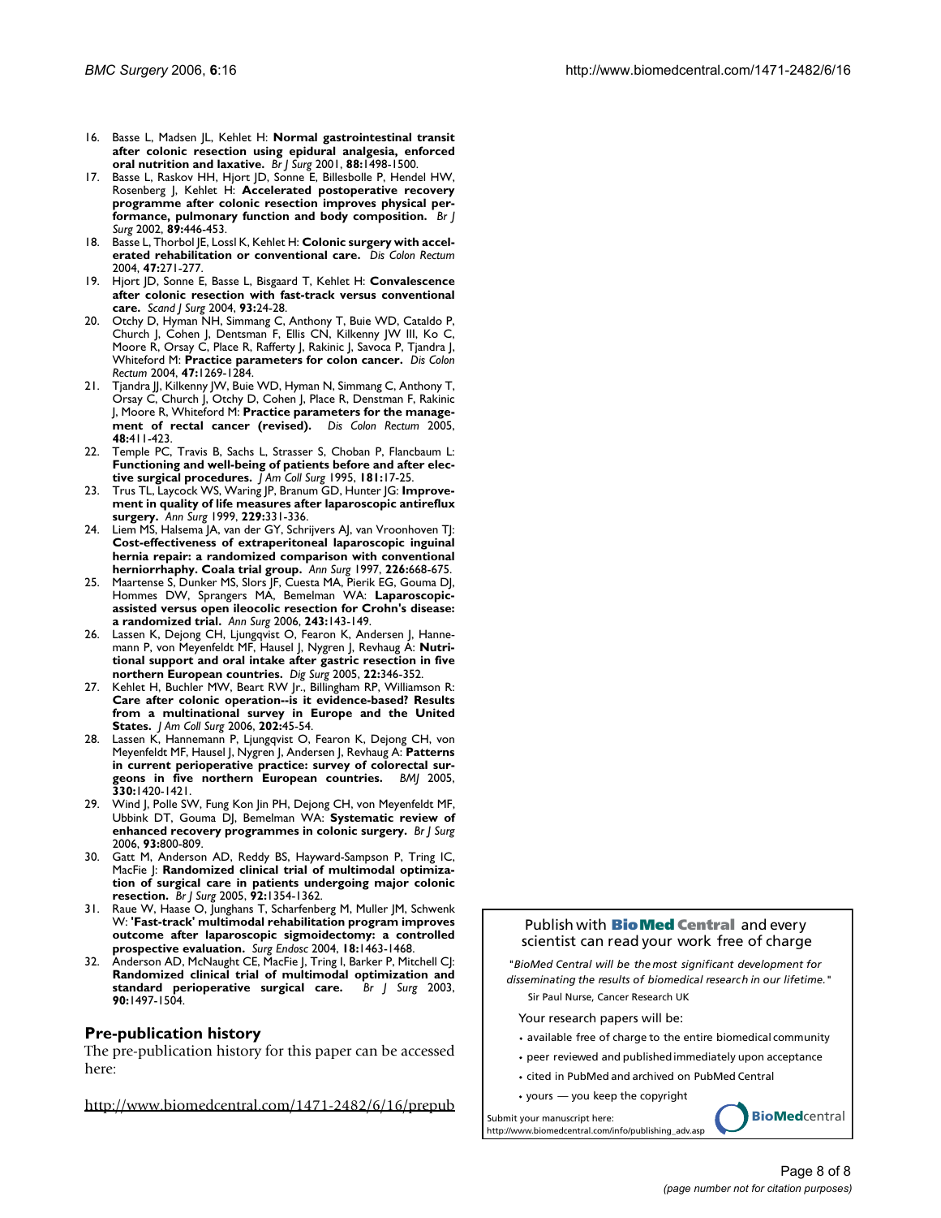16. Basse L, Madsen JL, Kehlet H: **Normal gastrointestinal transit after colonic resection using epidural analgesia, enforced oral nutrition and laxative.** *Br J Surg* 2001, **88:**1498-1500.
17. Basse L, Raskov HH, Hjort JD, Sonne E, Billesbolle P, Hendel HW, Rosenberg J, Kehlet H: **Accelerated postoperative recovery programme after colonic resection improves physical performance, pulmonary function and body composition.** *Br J Surg* 2002, **89:**446-453.
18. Basse L, Thorbol JE, Lossl K, Kehlet H: **Colonic surgery with accelerated rehabilitation or conventional care.** *Dis Colon Rectum* 2004, **47:**271-277.
19. Hjort JD, Sonne E, Basse L, Bisgaard T, Kehlet H: **Convalescence after colonic resection with fast-track versus conventional care.** *Scand J Surg* 2004, **93:**24-28.
20. Otchy D, Hyman NH, Simmang C, Anthony T, Buie WD, Cataldo P, Church J, Cohen J, Dentsman F, Ellis CN, Kilkenny JW III, Ko C, Moore R, Orsay C, Place R, Rafferty J, Rakinic J, Savoca P, Tjandra J, Whiteford M: **Practice parameters for colon cancer.** *Dis Colon Rectum* 2004, **47:**1269-1284.
21. Tjandra JJ, Kilkenny JW, Buie WD, Hyman N, Simmang C, Anthony T, Orsay C, Church J, Otchy D, Cohen J, Place R, Denstman F, Rakinic J, Moore R, Whiteford M: **Practice parameters for the management of rectal cancer (revised).** *Dis Colon Rectum* 2005, **48:**411-423.
22. Temple PC, Travis B, Sachs L, Strasser S, Choban P, Flancbaum L: **Functioning and well-being of patients before and after elective surgical procedures.** *J Am Coll Surg* 1995, **181:**17-25.
23. Trus TL, Laycock WS, Waring JP, Branum GD, Hunter JG: **Improvement in quality of life measures after laparoscopic antireflux surgery.** *Ann Surg* 1999, **229:**331-336.
24. Liem MS, Halsema JA, van der GY, Schrijvers AJ, van Vroonhoven TJ: **Cost-effectiveness of extraperitoneal laparoscopic inguinal hernia repair: a randomized comparison with conventional herniorrhaphy. Coala trial group.** *Ann Surg* 1997, **226:**668-675.
25. Maartense S, Dunker MS, Slors JF, Cuesta MA, Pierik EG, Gouma DJ, Hommes DW, Sprangers MA, Bemelman WA: **Laparoscopic-assisted versus open ileocolic resection for Crohn's disease: a randomized trial.** *Ann Surg* 2006, **243:**143-149.
26. Lassen K, Dejong CH, Ljungqvist O, Fearon K, Andersen J, Hannemann P, von Meyenfeldt MF, Hausel J, Nygren J, Revhaug A: **Nutritional support and oral intake after gastric resection in five northern European countries.** *Dig Surg* 2005, **22:**346-352.
27. Kehlet H, Buchler MW, Beart RW Jr., Billingham RP, Williamson R: **Care after colonic operation--is it evidence-based? Results from a multinational survey in Europe and the United States.** *J Am Coll Surg* 2006, **202:**45-54.
28. Lassen K, Hannemann P, Ljungqvist O, Fearon K, Dejong CH, von Meyenfeldt MF, Hausel J, Nygren J, Andersen J, Revhaug A: **Patterns in current perioperative practice: survey of colorectal surgeons in five northern European countries.** *BMJ* 2005, **330:**1420-1421.
29. Wind J, Polle SW, Fung Kon Jin PH, Dejong CH, von Meyenfeldt MF, Ubbink DT, Gouma DJ, Bemelman WA: **Systematic review of enhanced recovery programmes in colonic surgery.** *Br J Surg* 2006, **93:**800-809.
30. Gatt M, Anderson AD, Reddy BS, Hayward-Sampson P, Tring IC, MacFie J: **Randomized clinical trial of multimodal optimization of surgical care in patients undergoing major colonic resection.** *Br J Surg* 2005, **92:**1354-1362.
31. Raue W, Haase O, Junghans T, Scharfenberg M, Muller JM, Schwenk W: **'Fast-track' multimodal rehabilitation program improves outcome after laparoscopic sigmoidectomy: a controlled prospective evaluation.** *Surg Endosc* 2004, **18:**1463-1468.
32. Anderson AD, McNaught CE, MacFie J, Tring I, Barker P, Mitchell CJ: **Randomized clinical trial of multimodal optimization and standard perioperative surgical care.** *Br J Surg* 2003, **90:**1497-1504.

## Pre-publication history

The pre-publication history for this paper can be accessed here:

http://www.biomedcentral.com/1471-2482/6/16/prepub

Publish with **BioMed Central** and every scientist can read your work free of charge

*"BioMed Central will be the most significant development for disseminating the results of biomedical research in our lifetime."*
Sir Paul Nurse, Cancer Research UK

Your research papers will be:

- available free of charge to the entire biomedical community
- peer reviewed and published immediately upon acceptance
- cited in PubMed and archived on PubMed Central
- yours — you keep the copyright

Submit your manuscript here:
http://www.biomedcentral.com/info/publishing_adv.asp

BioMedcentral